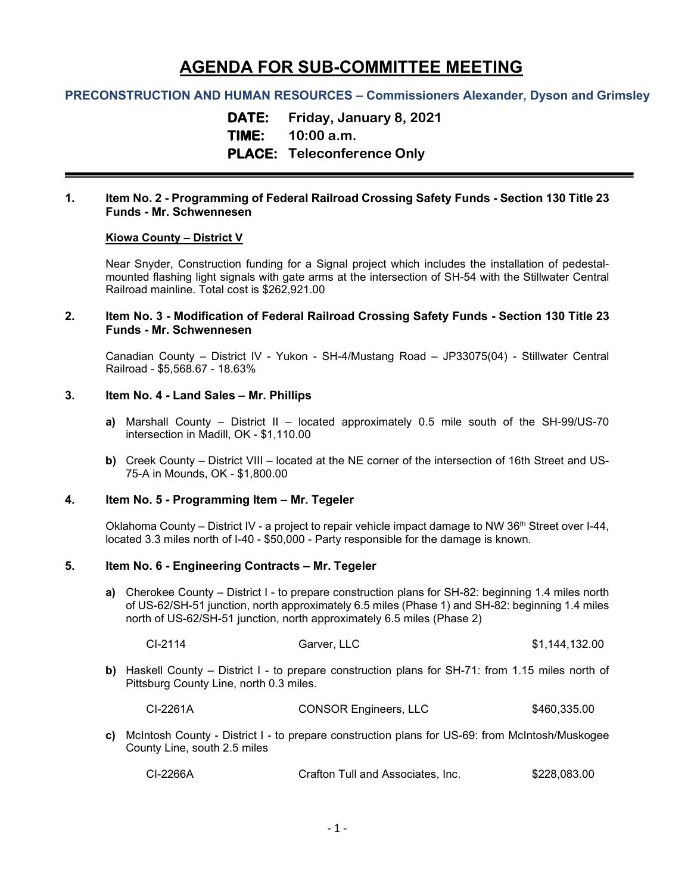# AGENDA FOR SUB-COMMITTEE MEETING

**PRECONSTRUCTION AND HUMAN RESOURCES – Commissioners Alexander, Dyson and Grimsley**

**DATE:** Friday, January 8, 2021
**TIME:** 10:00 a.m.
**PLACE:** Teleconference Only

---

**1. Item No. 2 - Programming of Federal Railroad Crossing Safety Funds - Section 130 Title 23 Funds - Mr. Schwennesen**

**Kiowa County – District V**

Near Snyder, Construction funding for a Signal project which includes the installation of pedestal-mounted flashing light signals with gate arms at the intersection of SH-54 with the Stillwater Central Railroad mainline. Total cost is $262,921.00

**2. Item No. 3 - Modification of Federal Railroad Crossing Safety Funds - Section 130 Title 23 Funds - Mr. Schwennesen**

Canadian County – District IV - Yukon - SH-4/Mustang Road – JP33075(04) - Stillwater Central Railroad - $5,568.67 - 18.63%

**3. Item No. 4 - Land Sales – Mr. Phillips**

**a)** Marshall County – District II – located approximately 0.5 mile south of the SH-99/US-70 intersection in Madill, OK - $1,110.00

**b)** Creek County – District VIII – located at the NE corner of the intersection of 16th Street and US-75-A in Mounds, OK - $1,800.00

**4. Item No. 5 - Programming Item – Mr. Tegeler**

Oklahoma County – District IV - a project to repair vehicle impact damage to NW 36th Street over I-44, located 3.3 miles north of I-40 - $50,000 - Party responsible for the damage is known.

**5. Item No. 6 - Engineering Contracts – Mr. Tegeler**

**a)** Cherokee County – District I - to prepare construction plans for SH-82: beginning 1.4 miles north of US-62/SH-51 junction, north approximately 6.5 miles (Phase 1) and SH-82: beginning 1.4 miles north of US-62/SH-51 junction, north approximately 6.5 miles (Phase 2)

| CI-2114 | Garver, LLC | $1,144,132.00 |
|---|---|---|

**b)** Haskell County – District I - to prepare construction plans for SH-71: from 1.15 miles north of Pittsburg County Line, north 0.3 miles.

| CI-2261A | CONSOR Engineers, LLC | $460,335.00 |
|---|---|---|

**c)** McIntosh County - District I - to prepare construction plans for US-69: from McIntosh/Muskogee County Line, south 2.5 miles

| CI-2266A | Crafton Tull and Associates, Inc. | $228,083.00 |
|---|---|---|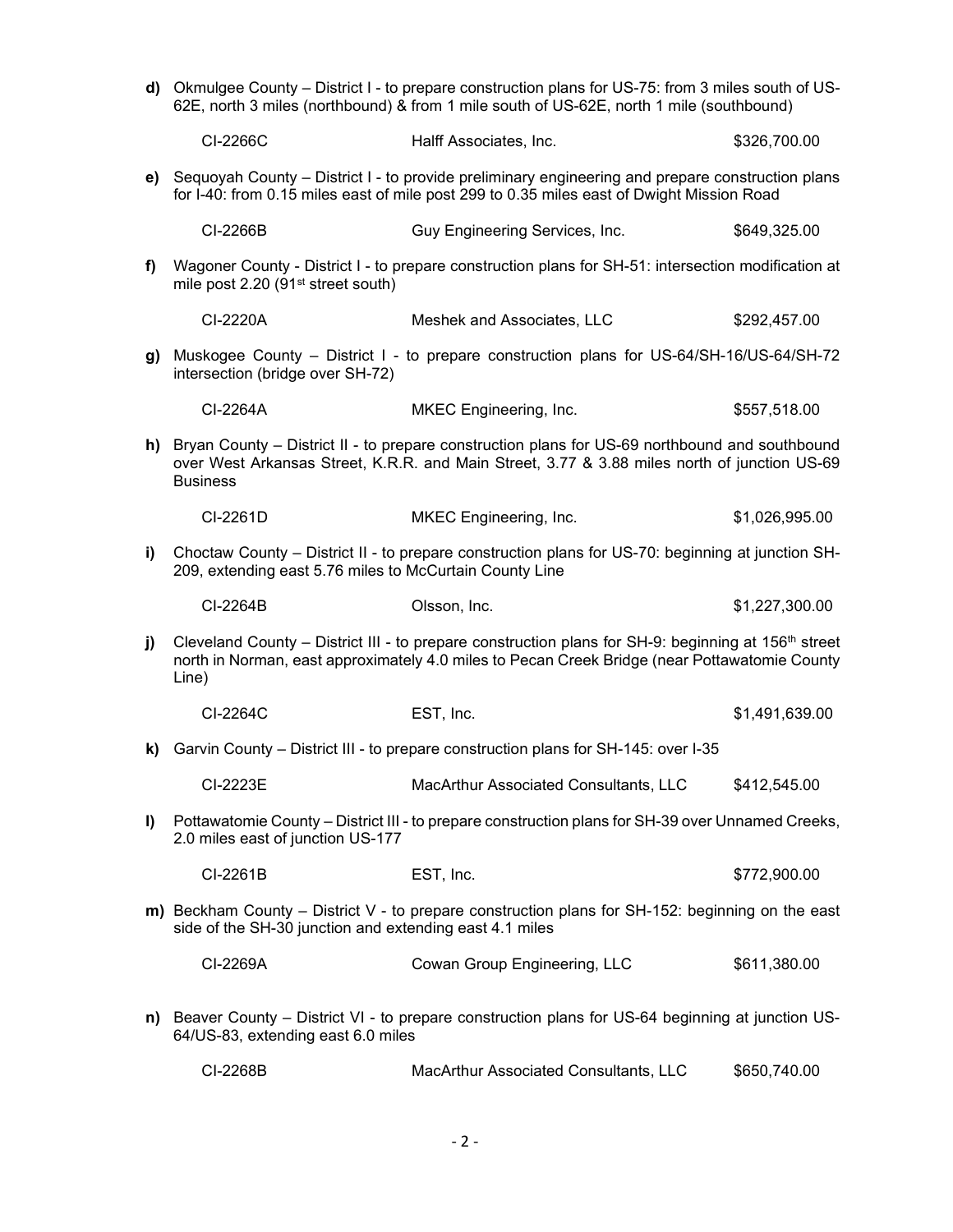**d)** Okmulgee County – District I - to prepare construction plans for US-75: from 3 miles south of US-62E, north 3 miles (northbound) & from 1 mile south of US-62E, north 1 mile (southbound)

| CI-2266C | Halff Associates, Inc. | $326,700.00 |
|---|---|---|

**e)** Sequoyah County – District I - to provide preliminary engineering and prepare construction plans for I-40: from 0.15 miles east of mile post 299 to 0.35 miles east of Dwight Mission Road

| CI-2266B | Guy Engineering Services, Inc. | $649,325.00 |
|---|---|---|

**f)** Wagoner County - District I - to prepare construction plans for SH-51: intersection modification at mile post 2.20 (91st street south)

| CI-2220A | Meshek and Associates, LLC | $292,457.00 |
|---|---|---|

**g)** Muskogee County – District I - to prepare construction plans for US-64/SH-16/US-64/SH-72 intersection (bridge over SH-72)

| CI-2264A | MKEC Engineering, Inc. | $557,518.00 |
|---|---|---|

**h)** Bryan County – District II - to prepare construction plans for US-69 northbound and southbound over West Arkansas Street, K.R.R. and Main Street, 3.77 & 3.88 miles north of junction US-69 Business

| CI-2261D | MKEC Engineering, Inc. | $1,026,995.00 |
|---|---|---|

**i)** Choctaw County – District II - to prepare construction plans for US-70: beginning at junction SH-209, extending east 5.76 miles to McCurtain County Line

| CI-2264B | Olsson, Inc. | $1,227,300.00 |
|---|---|---|

**j)** Cleveland County – District III - to prepare construction plans for SH-9: beginning at 156th street north in Norman, east approximately 4.0 miles to Pecan Creek Bridge (near Pottawatomie County Line)

| CI-2264C | EST, Inc. | $1,491,639.00 |
|---|---|---|

**k)** Garvin County – District III - to prepare construction plans for SH-145: over I-35

| CI-2223E | MacArthur Associated Consultants, LLC | $412,545.00 |
|---|---|---|

**l)** Pottawatomie County – District III - to prepare construction plans for SH-39 over Unnamed Creeks, 2.0 miles east of junction US-177

| CI-2261B | EST, Inc. | $772,900.00 |
|---|---|---|

**m)** Beckham County – District V - to prepare construction plans for SH-152: beginning on the east side of the SH-30 junction and extending east 4.1 miles

| CI-2269A | Cowan Group Engineering, LLC | $611,380.00 |
|---|---|---|

**n)** Beaver County – District VI - to prepare construction plans for US-64 beginning at junction US-64/US-83, extending east 6.0 miles

| CI-2268B | MacArthur Associated Consultants, LLC | $650,740.00 |
|---|---|---|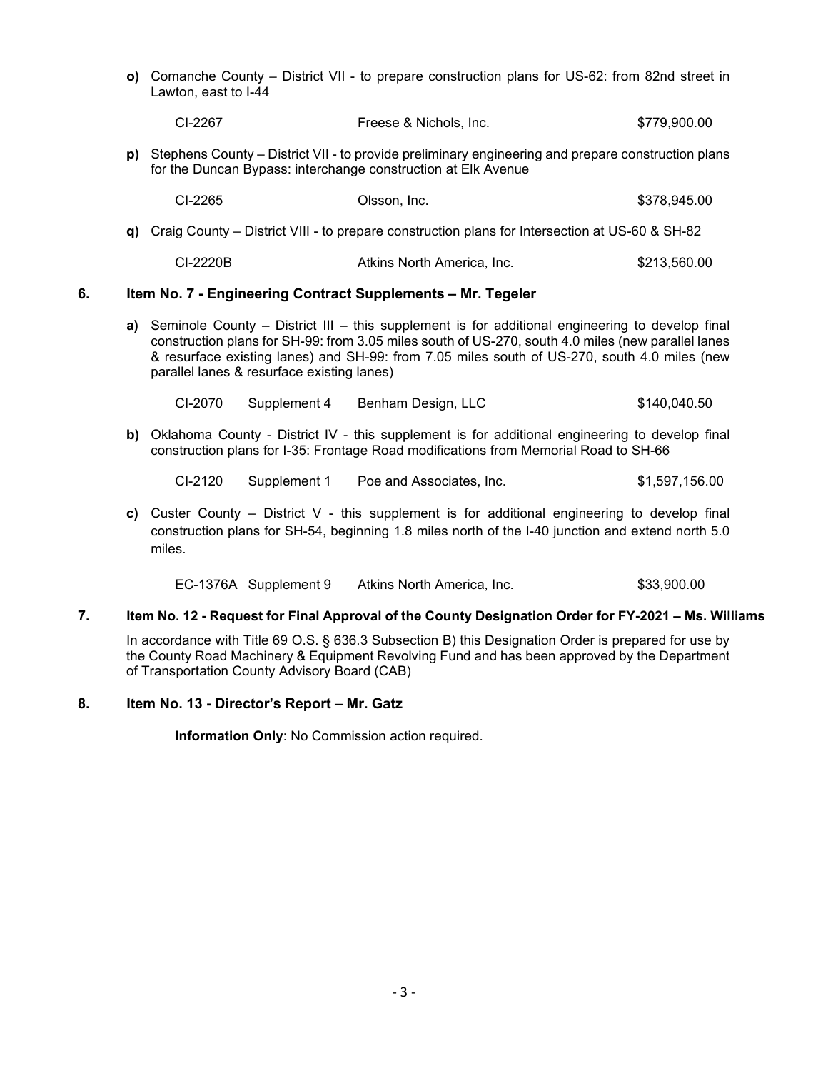**o)** Comanche County – District VII - to prepare construction plans for US-62: from 82nd street in Lawton, east to I-44

| | | |
|---|---|---|
| CI-2267 | Freese & Nichols, Inc. | $779,900.00 |

**p)** Stephens County – District VII - to provide preliminary engineering and prepare construction plans for the Duncan Bypass: interchange construction at Elk Avenue

| | | |
|---|---|---|
| CI-2265 | Olsson, Inc. | $378,945.00 |

**q)** Craig County – District VIII - to prepare construction plans for Intersection at US-60 & SH-82

| | | |
|---|---|---|
| CI-2220B | Atkins North America, Inc. | $213,560.00 |

## 6. Item No. 7 - Engineering Contract Supplements – Mr. Tegeler

**a)** Seminole County – District III – this supplement is for additional engineering to develop final construction plans for SH-99: from 3.05 miles south of US-270, south 4.0 miles (new parallel lanes & resurface existing lanes) and SH-99: from 7.05 miles south of US-270, south 4.0 miles (new parallel lanes & resurface existing lanes)

| | | | |
|---|---|---|---|
| CI-2070 | Supplement 4 | Benham Design, LLC | $140,040.50 |

**b)** Oklahoma County - District IV - this supplement is for additional engineering to develop final construction plans for I-35: Frontage Road modifications from Memorial Road to SH-66

| | | | |
|---|---|---|---|
| CI-2120 | Supplement 1 | Poe and Associates, Inc. | $1,597,156.00 |

**c)** Custer County – District V - this supplement is for additional engineering to develop final construction plans for SH-54, beginning 1.8 miles north of the I-40 junction and extend north 5.0 miles.

| | | | |
|---|---|---|---|
| EC-1376A | Supplement 9 | Atkins North America, Inc. | $33,900.00 |

## 7. Item No. 12 - Request for Final Approval of the County Designation Order for FY-2021 – Ms. Williams

In accordance with Title 69 O.S. § 636.3 Subsection B) this Designation Order is prepared for use by the County Road Machinery & Equipment Revolving Fund and has been approved by the Department of Transportation County Advisory Board (CAB)

## 8. Item No. 13 - Director's Report – Mr. Gatz

**Information Only**: No Commission action required.